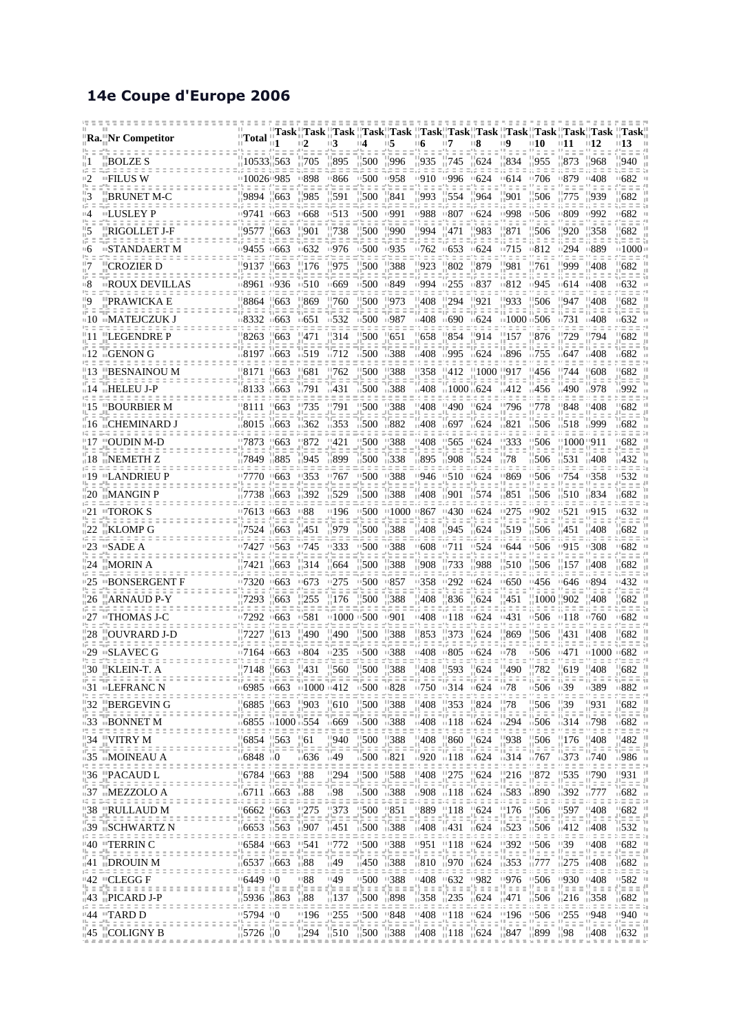# 14e Coupe d'Europe 2006

| Ra. | Nr Competitor | Total | Task 1 | Task 2 | Task 3 | Task 4 | Task 5 | Task 6 | Task 7 | Task 8 | Task 9 | Task 10 | Task 11 | Task 12 | Task 13 |
|---|---|---|---|---|---|---|---|---|---|---|---|---|---|---|---|
| 1 | BOLZE S | 10533 | 563 | 705 | 895 | 500 | 996 | 935 | 745 | 624 | 834 | 955 | 873 | 968 | 940 |
| 2 | FILUS W | 10026 | 985 | 898 | 866 | 500 | 958 | 910 | 996 | 624 | 614 | 706 | 879 | 408 | 682 |
| 3 | BRUNET M-C | 9894 | 663 | 985 | 591 | 500 | 841 | 993 | 554 | 964 | 901 | 506 | 775 | 939 | 682 |
| 4 | LUSLEY P | 9741 | 663 | 668 | 513 | 500 | 991 | 988 | 807 | 624 | 998 | 506 | 809 | 992 | 682 |
| 5 | RIGOLLET J-F | 9577 | 663 | 901 | 738 | 500 | 990 | 994 | 471 | 983 | 871 | 506 | 920 | 358 | 682 |
| 6 | STANDAERT M | 9455 | 663 | 632 | 976 | 500 | 935 | 762 | 653 | 624 | 715 | 812 | 294 | 889 | 1000 |
| 7 | CROZIER D | 9137 | 663 | 176 | 975 | 500 | 388 | 923 | 802 | 879 | 981 | 761 | 999 | 408 | 682 |
| 8 | ROUX DEVILLAS | 8961 | 936 | 510 | 669 | 500 | 849 | 994 | 255 | 837 | 812 | 945 | 614 | 408 | 632 |
| 9 | PRAWICKA E | 8864 | 663 | 869 | 760 | 500 | 973 | 408 | 294 | 921 | 933 | 506 | 947 | 408 | 682 |
| 10 | MATEJCZUK J | 8332 | 663 | 651 | 532 | 500 | 987 | 408 | 690 | 624 | 1000 | 506 | 731 | 408 | 632 |
| 11 | LEGENDRE P | 8263 | 663 | 471 | 314 | 500 | 651 | 658 | 854 | 914 | 157 | 876 | 729 | 794 | 682 |
| 12 | GENON G | 8197 | 663 | 519 | 712 | 500 | 388 | 408 | 995 | 624 | 896 | 755 | 647 | 408 | 682 |
| 13 | BESNAINOU M | 8171 | 663 | 681 | 762 | 500 | 388 | 358 | 412 | 1000 | 917 | 456 | 744 | 608 | 682 |
| 14 | HELEU J-P | 8133 | 663 | 791 | 431 | 500 | 388 | 408 | 1000 | 624 | 412 | 456 | 490 | 978 | 992 |
| 15 | BOURBIER M | 8111 | 663 | 735 | 791 | 500 | 388 | 408 | 490 | 624 | 796 | 778 | 848 | 408 | 682 |
| 16 | CHEMINARD J | 8015 | 663 | 362 | 353 | 500 | 882 | 408 | 697 | 624 | 821 | 506 | 518 | 999 | 682 |
| 17 | OUDIN M-D | 7873 | 663 | 872 | 421 | 500 | 388 | 408 | 565 | 624 | 333 | 506 | 1000 | 911 | 682 |
| 18 | NEMETH Z | 7849 | 885 | 945 | 899 | 500 | 338 | 895 | 908 | 524 | 78 | 506 | 531 | 408 | 432 |
| 19 | LANDRIEU P | 7770 | 663 | 353 | 767 | 500 | 388 | 946 | 510 | 624 | 869 | 506 | 754 | 358 | 532 |
| 20 | MANGIN P | 7738 | 663 | 392 | 529 | 500 | 388 | 408 | 901 | 574 | 851 | 506 | 510 | 834 | 682 |
| 21 | TOROK S | 7613 | 663 | 88 | 196 | 500 | 1000 | 867 | 430 | 624 | 275 | 902 | 521 | 915 | 632 |
| 22 | KLOMP G | 7524 | 663 | 451 | 979 | 500 | 388 | 408 | 945 | 624 | 519 | 506 | 451 | 408 | 682 |
| 23 | SADE A | 7427 | 563 | 745 | 333 | 500 | 388 | 608 | 711 | 524 | 644 | 506 | 915 | 308 | 682 |
| 24 | MORIN A | 7421 | 663 | 314 | 664 | 500 | 388 | 908 | 733 | 988 | 510 | 506 | 157 | 408 | 682 |
| 25 | BONSERGENT F | 7320 | 663 | 673 | 275 | 500 | 857 | 358 | 292 | 624 | 650 | 456 | 646 | 894 | 432 |
| 26 | ARNAUD P-Y | 7293 | 663 | 255 | 176 | 500 | 388 | 408 | 836 | 624 | 451 | 1000 | 902 | 408 | 682 |
| 27 | THOMAS J-C | 7292 | 663 | 581 | 1000 | 500 | 901 | 408 | 118 | 624 | 431 | 506 | 118 | 760 | 682 |
| 28 | OUVRARD J-D | 7227 | 613 | 490 | 490 | 500 | 388 | 853 | 373 | 624 | 869 | 506 | 431 | 408 | 682 |
| 29 | SLAVEC G | 7164 | 663 | 804 | 235 | 500 | 388 | 408 | 805 | 624 | 78 | 506 | 471 | 1000 | 682 |
| 30 | KLEIN-T. A | 7148 | 663 | 431 | 560 | 500 | 388 | 408 | 593 | 624 | 490 | 782 | 619 | 408 | 682 |
| 31 | LEFRANC N | 6985 | 663 | 1000 | 412 | 500 | 828 | 750 | 314 | 624 | 78 | 506 | 39 | 389 | 882 |
| 32 | BERGEVIN G | 6885 | 663 | 903 | 610 | 500 | 388 | 408 | 353 | 824 | 78 | 506 | 39 | 931 | 682 |
| 33 | BONNET M | 6855 | 1000 | 354 | 669 | 500 | 388 | 408 | 118 | 624 | 294 | 506 | 314 | 798 | 682 |
| 34 | VITRY M | 6854 | 563 | 61 | 940 | 500 | 388 | 408 | 860 | 624 | 938 | 506 | 176 | 408 | 482 |
| 35 | MOINEAU A | 6848 | 0 | 636 | 49 | 500 | 821 | 920 | 118 | 624 | 314 | 767 | 373 | 740 | 986 |
| 36 | PACAUD L | 6784 | 663 | 88 | 294 | 500 | 588 | 408 | 275 | 624 | 216 | 872 | 535 | 790 | 931 |
| 37 | MEZZOLO A | 6711 | 663 | 88 | 98 | 500 | 388 | 908 | 118 | 624 | 583 | 890 | 392 | 777 | 682 |
| 38 | RULLAUD M | 6662 | 663 | 275 | 373 | 500 | 851 | 889 | 118 | 624 | 176 | 506 | 597 | 408 | 682 |
| 39 | SCHWARTZ N | 6653 | 563 | 907 | 451 | 500 | 388 | 408 | 431 | 624 | 523 | 506 | 412 | 408 | 532 |
| 40 | TERRIN C | 6584 | 663 | 541 | 772 | 500 | 388 | 951 | 118 | 624 | 392 | 506 | 39 | 408 | 682 |
| 41 | DROUIN M | 6537 | 663 | 88 | 49 | 450 | 388 | 810 | 970 | 624 | 353 | 777 | 275 | 408 | 682 |
| 42 | CLEGG F | 6449 | 0 | 88 | 49 | 500 | 388 | 408 | 632 | 982 | 976 | 506 | 930 | 408 | 582 |
| 43 | PICARD J-P | 5936 | 863 | 88 | 137 | 500 | 898 | 358 | 235 | 624 | 471 | 506 | 216 | 358 | 682 |
| 44 | TARD D | 5794 | 0 | 196 | 255 | 500 | 848 | 408 | 118 | 624 | 196 | 506 | 255 | 948 | 940 |
| 45 | COLIGNY B | 5726 | 0 | 294 | 510 | 500 | 388 | 408 | 118 | 624 | 847 | 899 | 98 | 408 | 632 |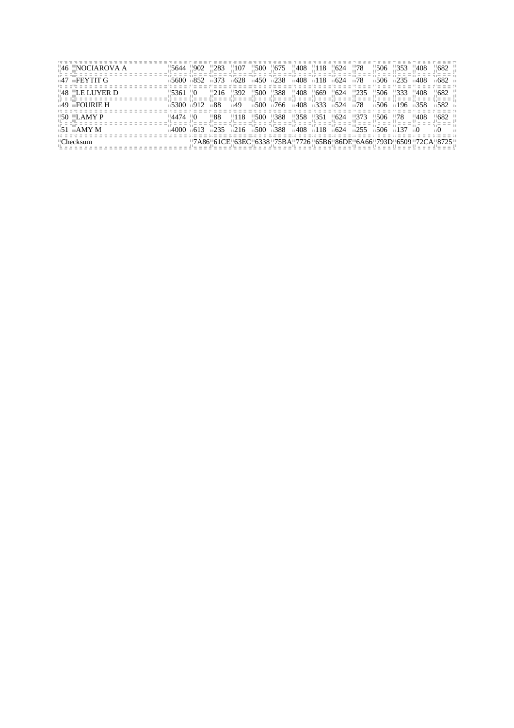| | | | | | | | | | | | | | | | |
|---|---|---|---|---|---|---|---|---|---|---|---|---|---|---|---|
| 46 | NOCIAROVA A | 5644 | 902 | 283 | 107 | 500 | 675 | 408 | 118 | 624 | 78 | 506 | 353 | 408 | 682 |
| 47 | FEYTIT G | 5600 | 852 | 373 | 628 | 450 | 238 | 408 | 118 | 624 | 78 | 506 | 235 | 408 | 682 |
| 48 | LE LUYER D | 5361 | 0 | 216 | 392 | 500 | 388 | 408 | 669 | 624 | 235 | 506 | 333 | 408 | 682 |
| 49 | FOURIE H | 5300 | 912 | 88 | 49 | 500 | 766 | 408 | 333 | 524 | 78 | 506 | 196 | 358 | 582 |
| 50 | LAMY P | 4474 | 0 | 88 | 118 | 500 | 388 | 358 | 351 | 624 | 373 | 506 | 78 | 408 | 682 |
| 51 | AMY M | 4000 | 613 | 235 | 216 | 500 | 388 | 408 | 118 | 624 | 255 | 506 | 137 | 0 | 0 |
| Checksum | | | 7A86 | 61CE | 63EC | 6338 | 75BA | 7726 | 65B6 | 86DE | 6A66 | 793D | 6509 | 72CA | 8725 |